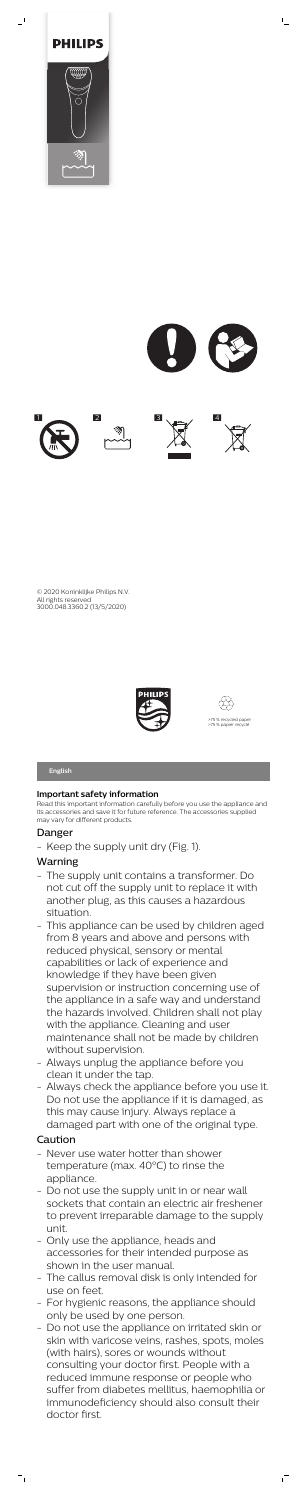PHILIPS

1 2 3 4

© 2020 Koninklijke Philips N.V.
All rights reserved
3000.048.3360.2 (13/5/2020)

>75% recycled paper
>75% papier recyclé

English

### Important safety information

Read this important information carefully before you use the appliance and its accessories and save it for future reference. The accessories supplied may vary for different products.

### Danger

- Keep the supply unit dry (Fig. 1).

### Warning

- The supply unit contains a transformer. Do not cut off the supply unit to replace it with another plug, as this causes a hazardous situation.
- This appliance can be used by children aged from 8 years and above and persons with reduced physical, sensory or mental capabilities or lack of experience and knowledge if they have been given supervision or instruction concerning use of the appliance in a safe way and understand the hazards involved. Children shall not play with the appliance. Cleaning and user maintenance shall not be made by children without supervision.
- Always unplug the appliance before you clean it under the tap.
- Always check the appliance before you use it. Do not use the appliance if it is damaged, as this may cause injury. Always replace a damaged part with one of the original type.

### Caution

- Never use water hotter than shower temperature (max. 40°C) to rinse the appliance.
- Do not use the supply unit in or near wall sockets that contain an electric air freshener to prevent irreparable damage to the supply unit.
- Only use the appliance, heads and accessories for their intended purpose as shown in the user manual.
- The callus removal disk is only intended for use on feet.
- For hygienic reasons, the appliance should only be used by one person.
- Do not use the appliance on irritated skin or skin with varicose veins, rashes, spots, moles (with hairs), sores or wounds without consulting your doctor first. People with a reduced immune response or people who suffer from diabetes mellitus, haemophilia or immunodeficiency should also consult their doctor first.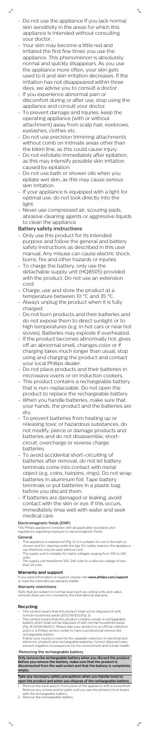- Do not use the appliance if you lack normal skin sensitivity in the areas for which this appliance is intended without consulting your doctor.
- Your skin may become a little red and irritated the first few times you use the appliance. This phenomenon is absolutely normal and quickly disappears. As you use the appliance more often, your skin gets used to it and skin irritation decreases. If the irritation has not disappeared within three days, we advise you to consult a doctor.
- If you experience abnormal pain or discomfort during or after use, stop using the appliance and consult your doctor.
- To prevent damage and injuries, keep the operating appliance (with or without attachment) away from scalp hair, eyebrows, eyelashes, clothes etc.
- Do not use precision trimming attachments without comb on intimate areas other than the bikini line, as this could cause injury.
- Do not exfoliate immediately after epilation, as this may intensify possible skin irritation caused by epilation.
- Do not use bath or shower oils when you epilate wet skin, as this may cause serious skin irritation.
- If your appliance is equipped with a light for optimal use, do not look directly into the light.
- Never use compressed air, scouring pads, abrasive cleaning agents or aggressive liquids to clean the appliance.

## Battery safety instructions

- Only use this product for its intended purpose and follow the general and battery safety instructions as described in this user manual. Any misuse can cause electric shock, burns, fire and other hazards or injuries.
- To charge the battery, only use the detachable supply unit (HQ8505) provided with the product. Do not use an extension cord.
- Charge, use and store the product at a temperature between 10 °C and 35 °C.
- Always unplug the product when it is fully charged.
- Do not burn products and their batteries and do not expose them to direct sunlight or to high temperatures (e.g. in hot cars or near hot stoves). Batteries may explode if overheated.
- If the product becomes abnormally hot, gives off an abnormal smell, changes color or if charging takes much longer than usual, stop using and charging the product and contact your local Philips dealer.
- Do not place products and their batteries in microwave ovens or on induction cookers.
- This product contains a rechargeable battery that is non-replaceable. Do not open the product to replace the rechargeable battery.
- When you handle batteries, make sure that your hands, the product and the batteries are dry.
- To prevent batteries from heating up or releasing toxic or hazardous substances, do not modify, pierce or damage products and batteries and do not disassemble, short-circuit, overcharge or reverse charge batteries.
- To avoid accidental short-circuiting of batteries after removal, do not let battery terminals come into contact with metal object (e.g. coins, hairpins, rings). Do not wrap batteries in aluminum foil. Tape battery terminals or put batteries in a plastic bag before you discard them.
- If batteries are damaged or leaking, avoid contact with the skin or eye. If this occurs, immediately rinse well with water and seek medical care.

### Electromagnetic fields (EMF)

This Philips appliance complies with all applicable standards and regulations regarding exposure to electromagnetic fields.

### General

- This appliance is waterproof (Fig. 2). It is suitable for use in the bath or shower and for cleaning under the tap. For safety reasons, the appliance can therefore only be used without cord.
- The supply unit is suitable for mains voltages ranging from 100 to 240 volts.
- The supply unit transforms 100-240 volts to a safe low voltage of less than 24 volts.

## Warranty and support

If you need information or support, please visit **www.philips.com/support** or read the international warranty leaflet.

### Warranty restrictions

Parts that are subject to normal wear (such as cutting units and callus removal disks) are not covered by the international warranty.

## Recycling

- This symbol means that this product shall not be disposed of with normal household waste (2012/19/EU) (Fig. 3).
- This symbol means that this product contains a built-in rechargeable battery which shall not be disposed of with normal household waste (Fig. 4) (2006/66/EC). Please take your product to an official collection point or a Philips service center to have a professional remove the rechargeable battery.
- Follow your country's rules for the separate collection of electrical and electronic products and rechargeable batteries. Correct disposal helps prevent negative consequences for the environment and human health.

### Removing the rechargeable battery

**Only remove the rechargeable battery when you discard the product. Before you remove the battery, make sure that the product is disconnected from the wall socket and that the battery is completely empty.**

**Take any necessary safety precautions when you handle tools to open the product and when you dispose of the rechargeable battery.**

1. Remove the back and/or front panel of the appliance with a screwdriver. Remove any screws and/or parts until you see the printed circuit board with the rechargeable battery.
2. Remove the rechargeable battery.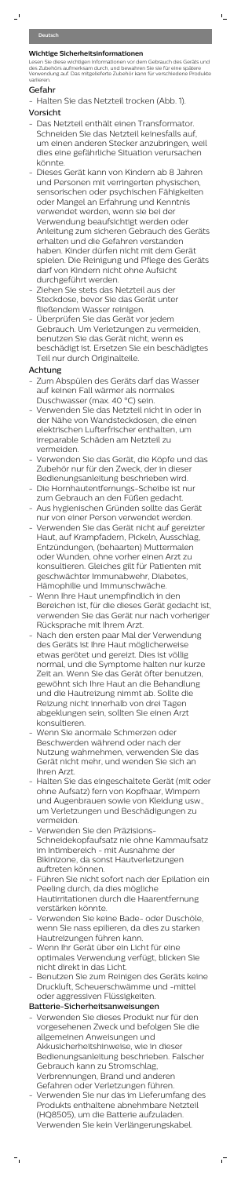Deutsch

## Wichtige Sicherheitsinformationen

Lesen Sie diese wichtigen Informationen vor dem Gebrauch des Geräts und des Zubehörs aufmerksam durch, und bewahren Sie sie für eine spätere Verwendung auf. Das mitgelieferte Zubehör kann für verschiedene Produkte variieren.

### Gefahr

- Halten Sie das Netzteil trocken (Abb. 1).

### Vorsicht

- Das Netzteil enthält einen Transformator. Schneiden Sie das Netzteil keinesfalls auf, um einen anderen Stecker anzubringen, weil dies eine gefährliche Situation verursachen könnte.
- Dieses Gerät kann von Kindern ab 8 Jahren und Personen mit verringerten physischen, sensorischen oder psychischen Fähigkeiten oder Mangel an Erfahrung und Kenntnis verwendet werden, wenn sie bei der Verwendung beaufsichtigt oder Anleitung zum sicheren Gebrauch des Geräts erhalten und die Gefahren verstanden haben. Kinder dürfen nicht mit dem Gerät spielen. Die Reinigung und Pflege des Geräts darf von Kindern nicht ohne Aufsicht durchgeführt werden.
- Ziehen Sie stets das Netzteil aus der Steckdose, bevor Sie das Gerät unter fließendem Wasser reinigen.
- Überprüfen Sie das Gerät vor jedem Gebrauch. Um Verletzungen zu vermeiden, benutzen Sie das Gerät nicht, wenn es beschädigt ist. Ersetzen Sie ein beschädigtes Teil nur durch Originalteile.

### Achtung

- Zum Abspülen des Geräts darf das Wasser auf keinen Fall wärmer als normales Duschwasser (max. 40 °C) sein.
- Verwenden Sie das Netzteil nicht in oder in der Nähe von Wandsteckdosen, die einen elektrischen Lufterfrischer enthalten, um irreparable Schäden am Netzteil zu vermeiden.
- Verwenden Sie das Gerät, die Köpfe und das Zubehör nur für den Zweck, der in dieser Bedienungsanleitung beschrieben wird.
- Die Hornhautentfernungs-Scheibe ist nur zum Gebrauch an den Füßen gedacht.
- Aus hygienischen Gründen sollte das Gerät nur von einer Person verwendet werden.
- Verwenden Sie das Gerät nicht auf gereizter Haut, auf Krampfadern, Pickeln, Ausschlag, Entzündungen, (behaarten) Muttermalen oder Wunden, ohne vorher einen Arzt zu konsultieren. Gleiches gilt für Patienten mit geschwächter Immunabwehr, Diabetes, Hämophilie und Immunschwäche.
- Wenn Ihre Haut unempfindlich in den Bereichen ist, für die dieses Gerät gedacht ist, verwenden Sie das Gerät nur nach vorheriger Rücksprache mit Ihrem Arzt.
- Nach den ersten paar Mal der Verwendung des Geräts ist Ihre Haut möglicherweise etwas gerötet und gereizt. Dies ist völlig normal, und die Symptome halten nur kurze Zeit an. Wenn Sie das Gerät öfter benutzen, gewöhnt sich Ihre Haut an die Behandlung und die Hautreizung nimmt ab. Sollte die Reizung nicht innerhalb von drei Tagen abgeklungen sein, sollten Sie einen Arzt konsultieren.
- Wenn Sie anormale Schmerzen oder Beschwerden während oder nach der Nutzung wahrnehmen, verwenden Sie das Gerät nicht mehr, und wenden Sie sich an Ihren Arzt.
- Halten Sie das eingeschaltete Gerät (mit oder ohne Aufsatz) fern von Kopfhaar, Wimpern und Augenbrauen sowie von Kleidung usw., um Verletzungen und Beschädigungen zu vermeiden.
- Verwenden Sie den Präzisions-Schneidekopfaufsatz nie ohne Kammaufsatz im Intimbereich - mit Ausnahme der Bikinizone, da sonst Hautverletzungen auftreten können.
- Führen Sie nicht sofort nach der Epilation ein Peeling durch, da dies mögliche Hautirritationen durch die Haarentfernung verstärken könnte.
- Verwenden Sie keine Bade- oder Duschöle, wenn Sie nass epilieren, da dies zu starken Hautreizungen führen kann.
- Wenn Ihr Gerät über ein Licht für eine optimale Verwendung verfügt, blicken Sie nicht direkt in das Licht.
- Benutzen Sie zum Reinigen des Geräts keine Druckluft, Scheuerschwämme und -mittel oder aggressiven Flüssigkeiten.

### Batterie-Sicherheitsanweisungen

- Verwenden Sie dieses Produkt nur für den vorgesehenen Zweck und befolgen Sie die allgemeinen Anweisungen und Akkusicherheitshinweise, wie in dieser Bedienungsanleitung beschrieben. Falscher Gebrauch kann zu Stromschlag, Verbrennungen, Brand und anderen Gefahren oder Verletzungen führen.
- Verwenden Sie nur das im Lieferumfang des Produkts enthaltene abnehmbare Netzteil (HQ8505), um die Batterie aufzuladen. Verwenden Sie kein Verlängerungskabel.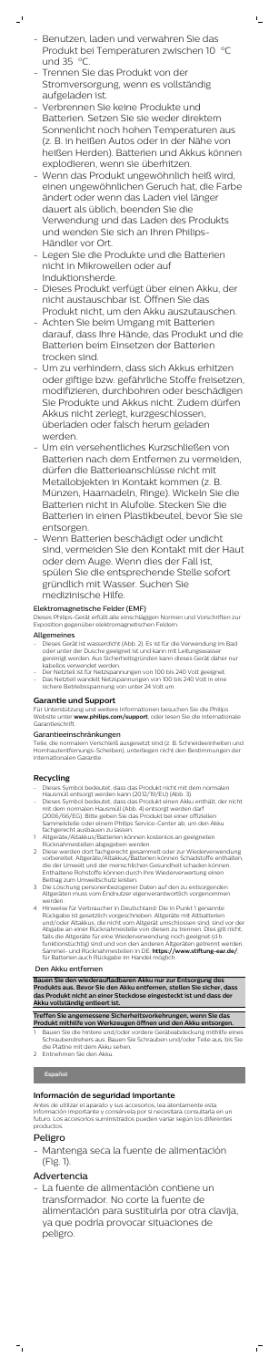- Benutzen, laden und verwahren Sie das Produkt bei Temperaturen zwischen 10 °C und 35 °C.
- Trennen Sie das Produkt von der Stromversorgung, wenn es vollständig aufgeladen ist.
- Verbrennen Sie keine Produkte und Batterien. Setzen Sie sie weder direktem Sonnenlicht noch hohen Temperaturen aus (z. B. in heißen Autos oder in der Nähe von heißen Herden). Batterien und Akkus können explodieren, wenn sie überhitzen.
- Wenn das Produkt ungewöhnlich heiß wird, einen ungewöhnlichen Geruch hat, die Farbe ändert oder wenn das Laden viel länger dauert als üblich, beenden Sie die Verwendung und das Laden des Produkts und wenden Sie sich an Ihren Philips-Händler vor Ort.
- Legen Sie die Produkte und die Batterien nicht in Mikrowellen oder auf Induktionsherde.
- Dieses Produkt verfügt über einen Akku, der nicht austauschbar ist. Öffnen Sie das Produkt nicht, um den Akku auszutauschen.
- Achten Sie beim Umgang mit Batterien darauf, dass Ihre Hände, das Produkt und die Batterien beim Einsetzen der Batterien trocken sind.
- Um zu verhindern, dass sich Akkus erhitzen oder giftige bzw. gefährliche Stoffe freisetzen, modifizieren, durchbohren oder beschädigen Sie Produkte und Akkus nicht. Zudem dürfen Akkus nicht zerlegt, kurzgeschlossen, überladen oder falsch herum geladen werden.
- Um ein versehentliches Kurzschließen von Batterien nach dem Entfernen zu vermeiden, dürfen die Batterieanschlüsse nicht mit Metallobjekten in Kontakt kommen (z. B. Münzen, Haarnadeln, Ringe). Wickeln Sie die Batterien nicht in Alufolie. Stecken Sie die Batterien in einen Plastikbeutel, bevor Sie sie entsorgen.
- Wenn Batterien beschädigt oder undicht sind, vermeiden Sie den Kontakt mit der Haut oder dem Auge. Wenn dies der Fall ist, spülen Sie die entsprechende Stelle sofort gründlich mit Wasser. Suchen Sie medizinische Hilfe.

### Elektromagnetische Felder (EMF)

Dieses Philips-Gerät erfüllt alle einschlägigen Normen und Vorschriften zur Exposition gegenüber elektromagnetischen Feldern.

### Allgemeines

- Dieses Gerät ist wasserdicht (Abb. 2). Es ist für die Verwendung im Bad oder unter der Dusche geeignet und kann mit Leitungswasser gereinigt werden. Aus Sicherheitsgründen kann dieses Gerät daher nur kabellos verwendet werden.
- Der Netzteil ist für Netzspannungen von 100 bis 240 Volt geeignet.
- Das Netzteil wandelt Netzspannungen von 100 bis 240 Volt in eine sichere Betriebsspannung von unter 24 Volt um.

## Garantie und Support

Für Unterstützung und weitere Informationen besuchen Sie die Philips Website unter **www.philips.com/support**, oder lesen Sie die internationale Garantieschrift.

### Garantieeinschränkungen

Teile, die normalem Verschleiß ausgesetzt sind (z. B. Schneideeinheiten und Hornhautentfernungs-Scheiben), unterliegen nicht den Bestimmungen der internationalen Garantie.

## Recycling

- Dieses Symbol bedeutet, dass das Produkt nicht mit dem normalen Hausmüll entsorgt werden kann (2012/19/EU) (Abb. 3).
- Dieses Symbol bedeutet, dass das Produkt einen Akku enthält, der nicht mit dem normalen Hausmüll (Abb. 4) entsorgt werden darf (2006/66/EG). Bitte geben Sie das Produkt bei einer offiziellen Sammelstelle oder einem Philips Service-Center ab, um den Akku fachgerecht ausbauen zu lassen.

1. Altgeräte/Altakkus/Batterien können kostenlos an geeigneten Rücknahmestellen abgegeben werden.
2. Diese werden dort fachgerecht gesammelt oder zur Wiederverwendung vorbereitet. Altgeräte/Altakkus/Batterien können Schadstoffe enthalten, die der Umwelt und der menschlichen Gesundheit schaden können. Enthaltene Rohstoffe können durch ihre Wiederverwertung einen Beitrag zum Umweltschutz leisten.
3. Die Löschung personenbezogener Daten auf den zu entsorgenden Altgeräten muss vom Endnutzer eigenverantwortlich vorgenommen werden.
4. Hinweise für Verbraucher in Deutschland: Die in Punkt 1 genannte Rückgabe ist gesetzlich vorgeschrieben. Altgeräte mit Altbatterien und/oder Altakkus, die nicht vom Altgerät umschlossen sind, sind vor der Abgabe an einer Rücknahmestelle von diesen zu trennen. Dies gilt nicht, falls die Altgeräte für eine Wiederverwendung noch geeignet (d.h. funktionstüchtig) sind und von den anderen Altgeräten getrennt werden. Sammel- und Rücknahmestellen in DE: **https://www.stiftung-ear.de/**. Für Batterien auch Rückgabe im Handel möglich.

### Den Akku entfernen

**Bauen Sie den wiederaufladbaren Akku nur zur Entsorgung des Produkts aus. Bevor Sie den Akku entfernen, stellen Sie sicher, dass das Produkt nicht an eine Steckdose angeschlossen ist und dass der Akku vollständig entleert ist.**

**Treffen Sie angemessene Sicherheitsvorkehrungen, wenn Sie das Produkt mithilfe von Werkzeugen öffnen und den Akku entsorgen.**

1. Bauen Sie die hintere und/oder vordere Geräteabdeckung mithilfe eines Schraubendrehers aus. Bauen Sie Schrauben und/oder Teile aus, bis Sie die Platine mit dem Akku sehen.
2. Entnehmen Sie den Akku.

# Español

## Información de seguridad importante

Antes de utilizar el aparato y sus accesorios, lea atentamente esta información importante y consérvela por si necesitara consultarla en un futuro. Los accesorios suministrados pueden variar según los diferentes productos.

## Peligro

- Mantenga seca la fuente de alimentación (Fig. 1).

## Advertencia

- La fuente de alimentación contiene un transformador. No corte la fuente de alimentación para sustituirla por otra clavija, ya que podría provocar situaciones de peligro.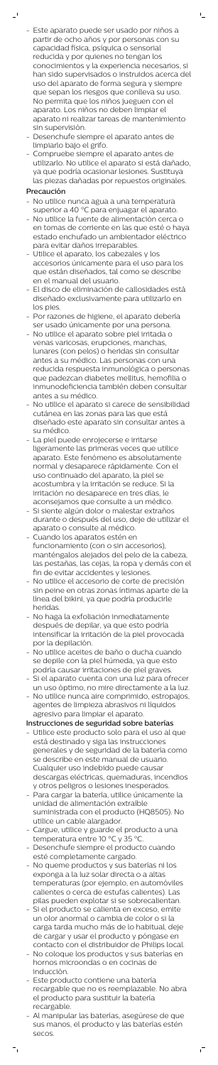- Este aparato puede ser usado por niños a partir de ocho años y por personas con su capacidad física, psíquica o sensorial reducida y por quienes no tengan los conocimientos y la experiencia necesarios, si han sido supervisados o instruidos acerca del uso del aparato de forma segura y siempre que sepan los riesgos que conlleva su uso. No permita que los niños jueguen con el aparato. Los niños no deben limpiar el aparato ni realizar tareas de mantenimiento sin supervisión.
- Desenchufe siempre el aparato antes de limpiarlo bajo el grifo.
- Compruebe siempre el aparato antes de utilizarlo. No utilice el aparato si está dañado, ya que podría ocasionar lesiones. Sustituya las piezas dañadas por repuestos originales.

**Precaución**

- No utilice nunca agua a una temperatura superior a 40 °C para enjuagar el aparato.
- No utilice la fuente de alimentación cerca o en tomas de corriente en las que esté o haya estado enchufado un ambientador eléctrico para evitar daños irreparables.
- Utilice el aparato, los cabezales y los accesorios únicamente para el uso para los que están diseñados, tal como se describe en el manual del usuario.
- El disco de eliminación de callosidades está diseñado exclusivamente para utilizarlo en los pies.
- Por razones de higiene, el aparato debería ser usado únicamente por una persona.
- No utilice el aparato sobre piel irritada o venas varicosas, erupciones, manchas, lunares (con pelos) o heridas sin consultar antes a su médico. Las personas con una reducida respuesta inmunológica o personas que padezcan diabetes mellitus, hemofilia o inmunodeficiencia también deben consultar antes a su médico.
- No utilice el aparato si carece de sensibilidad cutánea en las zonas para las que está diseñado este aparato sin consultar antes a su médico.
- La piel puede enrojecerse e irritarse ligeramente las primeras veces que utilice aparato. Este fenómeno es absolutamente normal y desaparece rápidamente. Con el uso continuado del aparato, la piel se acostumbra y la irritación se reduce. Si la irritación no desaparece en tres días, le aconsejamos que consulte a un médico.
- Si siente algún dolor o malestar extraños durante o después del uso, deje de utilizar el aparato o consulte al médico.
- Cuando los aparatos estén en funcionamiento (con o sin accesorios), manténgalos alejados del pelo de la cabeza, las pestañas, las cejas, la ropa y demás con el fin de evitar accidentes y lesiones.
- No utilice el accesorio de corte de precisión sin peine en otras zonas íntimas aparte de la línea del bikini, ya que podría producirle heridas.
- No haga la exfoliación inmediatamente después de depilar, ya que esto podría intensificar la irritación de la piel provocada por la depilación.
- No utilice aceites de baño o ducha cuando se depile con la piel húmeda, ya que esto podría causar irritaciones de piel graves.
- Si el aparato cuenta con una luz para ofrecer un uso óptimo, no mire directamente a la luz.
- No utilice nunca aire comprimido, estropajos, agentes de limpieza abrasivos ni líquidos agresivo para limpiar el aparato.

**Instrucciones de seguridad sobre baterías**

- Utilice este producto solo para el uso al que está destinado y siga las instrucciones generales y de seguridad de la batería como se describe en este manual de usuario. Cualquier uso indebido puede causar descargas eléctricas, quemaduras, incendios y otros peligros o lesiones inesperados.
- Para cargar la batería, utilice únicamente la unidad de alimentación extraíble suministrada con el producto (HQ8505). No utilice un cable alargador.
- Cargue, utilice y guarde el producto a una temperatura entre 10 °C y 35 °C.
- Desenchufe siempre el producto cuando esté completamente cargado.
- No queme productos y sus baterías ni los exponga a la luz solar directa o a altas temperaturas (por ejemplo, en automóviles calientes o cerca de estufas calientes). Las pilas pueden explotar si se sobrecalientan.
- Si el producto se calienta en exceso, emite un olor anormal o cambia de color o si la carga tarda mucho más de lo habitual, deje de cargar y usar el producto y póngase en contacto con el distribuidor de Philips local.
- No coloque los productos y sus baterías en hornos microondas o en cocinas de inducción.
- Este producto contiene una batería recargable que no es reemplazable. No abra el producto para sustituir la batería recargable.
- Al manipular las baterías, asegúrese de que sus manos, el producto y las baterías estén secos.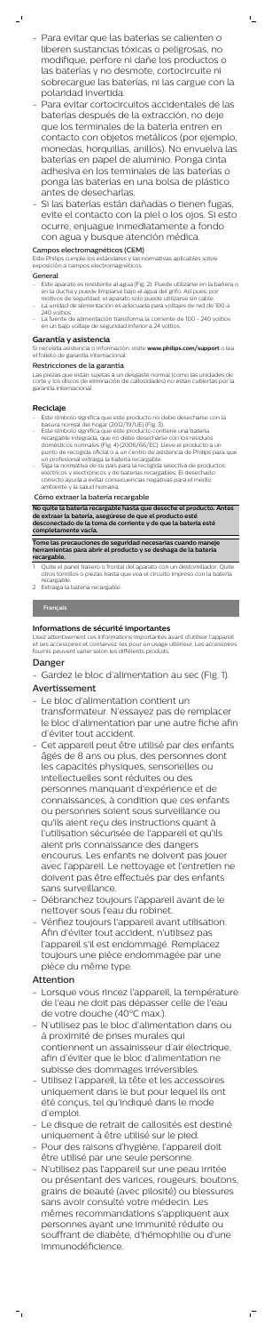- Para evitar que las baterías se calienten o liberen sustancias tóxicas o peligrosas, no modifique, perfore ni dañe los productos o las baterías y no desmote, cortocircuite ni sobrecargue las baterías, ni las cargue con la polaridad invertida.
- Para evitar cortocircuitos accidentales de las baterías después de la extracción, no deje que los terminales de la batería entren en contacto con objetos metálicos (por ejemplo, monedas, horquillas, anillos). No envuelva las baterías en papel de aluminio. Ponga cinta adhesiva en los terminales de las baterías o ponga las baterías en una bolsa de plástico antes de desecharlas.
- Si las baterías están dañadas o tienen fugas, evite el contacto con la piel o los ojos. Si esto ocurre, enjuague inmediatamente a fondo con agua y busque atención médica.

### Campos electromagnéticos (CEM)

Este Philips cumple los estándares y las normativas aplicables sobre exposición a campos electromagnéticos.

### General

- Este aparato es resistente al agua (Fig. 2). Puede utilizarse en la bañera o en la ducha y puede limpiarse bajo el agua del grifo. Así pues, por motivos de seguridad, el aparato solo puede utilizarse sin cable.
- La unidad de alimentación es adecuada para voltajes de red de 100 a 240 voltios.
- La fuente de alimentación transforma la corriente de 100 - 240 voltios en un bajo voltaje de seguridad inferior a 24 voltios.

### Garantía y asistencia

Si necesita asistencia o información, visite **www.philips.com/support** o lea el folleto de garantía internacional.

### Restricciones de la garantía

Las piezas que están sujetas a un desgaste normal (como las unidades de corte y los discos de eliminación de callosidades) no están cubiertas por la garantía internacional.

### Reciclaje

- Este símbolo significa que este producto no debe desecharse con la basura normal del hogar (2012/19/UE) (Fig. 3).
- Este símbolo significa que este producto contiene una batería recargable integrada, que no debe desecharse con los residuos domésticos normales (Fig. 4) (2006/66/EC). Lleve el producto a un punto de recogida oficial o a un centro de asistencia de Philips para que un profesional extraiga la batería recargable.
- Siga la normativa de su país para la recogida selectiva de productos eléctricos y electrónicos y de baterías recargables. El desechado correcto ayuda a evitar consecuencias negativas para el medio ambiente y la salud humana.

### Cómo extraer la batería recargable

**No quite la batería recargable hasta que deseche el producto. Antes de extraer la batería, asegúrese de que el producto esté desconectado de la toma de corriente y de que la batería esté completamente vacía.**

**Tome las precauciones de seguridad necesarias cuando maneje herramientas para abrir el producto y se deshaga de la batería recargable.**

1. Quite el panel trasero o frontal del aparato con un destornillador. Quite otros tornillos o piezas hasta que vea el circuito impreso con la batería recargable.
2. Extraiga la batería recargable.

## Français

### Informations de sécurité importantes

Lisez attentivement ces informations importantes avant d'utiliser l'appareil et ses accessoires et conservez-les pour un usage ultérieur. Les accessoires fournis peuvent varier selon les différents produits.

### Danger

- Gardez le bloc d'alimentation au sec (Fig. 1).

### Avertissement

- Le bloc d'alimentation contient un transformateur. N'essayez pas de remplacer le bloc d'alimentation par une autre fiche afin d'éviter tout accident.
- Cet appareil peut être utilisé par des enfants âgés de 8 ans ou plus, des personnes dont les capacités physiques, sensorielles ou intellectuelles sont réduites ou des personnes manquant d'expérience et de connaissances, à condition que ces enfants ou personnes soient sous surveillance ou qu'ils aient reçu des instructions quant à l'utilisation sécurisée de l'appareil et qu'ils aient pris connaissance des dangers encourus. Les enfants ne doivent pas jouer avec l'appareil. Le nettoyage et l'entretien ne doivent pas être effectués par des enfants sans surveillance.
- Débranchez toujours l'appareil avant de le nettoyer sous l'eau du robinet.
- Vérifiez toujours l'appareil avant utilisation. Afin d'éviter tout accident, n'utilisez pas l'appareil s'il est endommagé. Remplacez toujours une pièce endommagée par une pièce du même type.

### Attention

- Lorsque vous rincez l'appareil, la température de l'eau ne doit pas dépasser celle de l'eau de votre douche (40°C max.).
- N'utilisez pas le bloc d'alimentation dans ou à proximité de prises murales qui contiennent un assainisseur d'air électrique, afin d'éviter que le bloc d'alimentation ne subisse des dommages irréversibles.
- Utilisez l'appareil, la tête et les accessoires uniquement dans le but pour lequel ils ont été conçus, tel qu'indiqué dans le mode d'emploi.
- Le disque de retrait de callosités est destiné uniquement à être utilisé sur le pied.
- Pour des raisons d'hygiène, l'appareil doit être utilisé par une seule personne.
- N'utilisez pas l'appareil sur une peau irritée ou présentant des varices, rougeurs, boutons, grains de beauté (avec pilosité) ou blessures sans avoir consulté votre médecin. Les mêmes recommandations s'appliquent aux personnes ayant une immunité réduite ou souffrant de diabète, d'hémophilie ou d'une immunodéficience.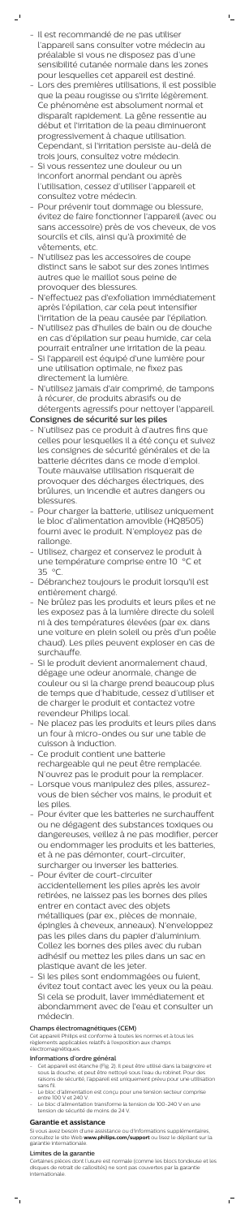- Il est recommandé de ne pas utiliser l'appareil sans consulter votre médecin au préalable si vous ne disposez pas d'une sensibilité cutanée normale dans les zones pour lesquelles cet appareil est destiné.
- Lors des premières utilisations, il est possible que la peau rougisse ou s'irrite légèrement. Ce phénomène est absolument normal et disparaît rapidement. La gêne ressentie au début et l'irritation de la peau diminueront progressivement à chaque utilisation. Cependant, si l'irritation persiste au-delà de trois jours, consultez votre médecin.
- Si vous ressentez une douleur ou un inconfort anormal pendant ou après l'utilisation, cessez d'utiliser l'appareil et consultez votre médecin.
- Pour prévenir tout dommage ou blessure, évitez de faire fonctionner l'appareil (avec ou sans accessoire) près de vos cheveux, de vos sourcils et cils, ainsi qu'à proximité de vêtements, etc.
- N'utilisez pas les accessoires de coupe distinct sans le sabot sur des zones intimes autres que le maillot sous peine de provoquer des blessures.
- N'effectuez pas d'exfoliation immédiatement après l'épilation, car cela peut intensifier l'irritation de la peau causée par l'épilation.
- N'utilisez pas d'huiles de bain ou de douche en cas d'épilation sur peau humide, car cela pourrait entraîner une irritation de la peau.
- Si l'appareil est équipé d'une lumière pour une utilisation optimale, ne fixez pas directement la lumière.
- N'utilisez jamais d'air comprimé, de tampons à récurer, de produits abrasifs ou de détergents agressifs pour nettoyer l'appareil.

## Consignes de sécurité sur les piles

- N'utilisez pas ce produit à d'autres fins que celles pour lesquelles il a été conçu et suivez les consignes de sécurité générales et de la batterie décrites dans ce mode d'emploi. Toute mauvaise utilisation risquerait de provoquer des décharges électriques, des brûlures, un incendie et autres dangers ou blessures.
- Pour charger la batterie, utilisez uniquement le bloc d'alimentation amovible (HQ8505) fourni avec le produit. N'employez pas de rallonge.
- Utilisez, chargez et conservez le produit à une température comprise entre 10 °C et 35 °C.
- Débranchez toujours le produit lorsqu'il est entièrement chargé.
- Ne brûlez pas les produits et leurs piles et ne les exposez pas à la lumière directe du soleil ni à des températures élevées (par ex. dans une voiture en plein soleil ou près d'un poêle chaud). Les piles peuvent exploser en cas de surchauffe.
- Si le produit devient anormalement chaud, dégage une odeur anormale, change de couleur ou si la charge prend beaucoup plus de temps que d'habitude, cessez d'utiliser et de charger le produit et contactez votre revendeur Philips local.
- Ne placez pas les produits et leurs piles dans un four à micro-ondes ou sur une table de cuisson à induction.
- Ce produit contient une batterie rechargeable qui ne peut être remplacée. N'ouvrez pas le produit pour la remplacer.
- Lorsque vous manipulez des piles, assurez-vous de bien sécher vos mains, le produit et les piles.
- Pour éviter que les batteries ne surchauffent ou ne dégagent des substances toxiques ou dangereuses, veillez à ne pas modifier, percer ou endommager les produits et les batteries, et à ne pas démonter, court-circuiter, surcharger ou inverser les batteries.
- Pour éviter de court-circuiter accidentellement les piles après les avoir retirées, ne laissez pas les bornes des piles entrer en contact avec des objets métalliques (par ex., pièces de monnaie, épingles à cheveux, anneaux). N'enveloppez pas les piles dans du papier d'aluminium. Collez les bornes des piles avec du ruban adhésif ou mettez les piles dans un sac en plastique avant de les jeter.
- Si les piles sont endommagées ou fuient, évitez tout contact avec les yeux ou la peau. Si cela se produit, laver immédiatement et abondamment avec de l'eau et consulter un médecin.

### Champs électromagnétiques (CEM)

Cet appareil Philips est conforme à toutes les normes et à tous les règlements applicables relatifs à l'exposition aux champs électromagnétiques.

### Informations d'ordre général

- Cet appareil est étanche (Fig. 2). Il peut être utilisé dans la baignoire et sous la douche, et peut être nettoyé sous l'eau du robinet. Pour des raisons de sécurité, l'appareil est uniquement prévu pour une utilisation sans fil.
- Le bloc d'alimentation est conçu pour une tension secteur comprise entre 100 V et 240 V.
- Le bloc d'alimentation transforme la tension de 100-240 V en une tension de sécurité de moins de 24 V.

## Garantie et assistance

Si vous avez besoin d'une assistance ou d'informations supplémentaires, consultez le site Web **www.philips.com/support** ou lisez le dépliant sur la garantie internationale.

### Limites de la garantie

Certaines pièces dont l'usure est normale (comme les blocs tondeuse et les disques de retrait de callosités) ne sont pas couvertes par la garantie internationale.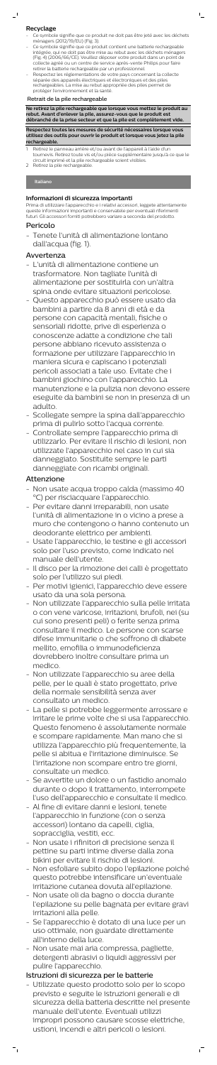### Recyclage

- Ce symbole signifie que ce produit ne doit pas être jeté avec les déchets ménagers (2012/19/EU) (Fig. 3).
- Ce symbole signifie que ce produit contient une batterie rechargeable intégrée, qui ne doit pas être mise au rebut avec les déchets ménagers (Fig. 4) (2006/66/CE). Veuillez déposer votre produit dans un point de collecte agréé ou un centre de service après-vente Philips pour faire retirer la batterie rechargeable par un professionnel.
- Respectez les réglementations de votre pays concernant la collecte séparée des appareils électriques et électroniques et des piles rechargeables. La mise au rebut appropriée des piles permet de protéger l'environnement et la santé.

#### Retrait de la pile rechargeable

**Ne retirez la pile rechargeable que lorsque vous mettez le produit au rebut. Avant d'enlever la pile, assurez-vous que le produit est débranché de la prise secteur et que la pile est complètement vide.**

**Respectez toutes les mesures de sécurité nécessaires lorsque vous utilisez des outils pour ouvrir le produit et lorsque vous jetez la pile rechargeable.**

1. Retirez le panneau arrière et/ou avant de l'appareil à l'aide d'un tournevis. Retirez toute vis et/ou pièce supplémentaire jusqu'à ce que le circuit imprimé et la pile rechargeable soient visibles.
2. Retirez la pile rechargeable.

## Italiano

### Informazioni di sicurezza importanti

Prima di utilizzare l'apparecchio e i relativi accessori, leggete attentamente queste informazioni importanti e conservatele per eventuali riferimenti futuri. Gli accessori forniti potrebbero variare a seconda del prodotto.

### Pericolo

- Tenete l'unità di alimentazione lontano dall'acqua (fig. 1).

### Avvertenza

- L'unità di alimentazione contiene un trasformatore. Non tagliate l'unità di alimentazione per sostituirla con un'altra spina onde evitare situazioni pericolose.
- Questo apparecchio può essere usato da bambini a partire da 8 anni di età e da persone con capacità mentali, fisiche o sensoriali ridotte, prive di esperienza o conoscenze adatte a condizione che tali persone abbiano ricevuto assistenza o formazione per utilizzare l'apparecchio in maniera sicura e capiscano i potenziali pericoli associati a tale uso. Evitate che i bambini giochino con l'apparecchio. La manutenzione e la pulizia non devono essere eseguite da bambini se non in presenza di un adulto.
- Scollegate sempre la spina dall'apparecchio prima di pulirlo sotto l'acqua corrente.
- Controllate sempre l'apparecchio prima di utilizzarlo. Per evitare il rischio di lesioni, non utilizzate l'apparecchio nel caso in cui sia danneggiato. Sostituite sempre le parti danneggiate con ricambi originali.

### Attenzione

- Non usate acqua troppo calda (massimo 40 °C) per risciacquare l'apparecchio.
- Per evitare danni irreparabili, non usate l'unità di alimentazione in o vicino a prese a muro che contengono o hanno contenuto un deodorante elettrico per ambienti.
- Usate l'apparecchio, le testine e gli accessori solo per l'uso previsto, come indicato nel manuale dell'utente.
- Il disco per la rimozione dei calli è progettato solo per l'utilizzo sui piedi.
- Per motivi igienici, l'apparecchio deve essere usato da una sola persona.
- Non utilizzate l'apparecchio sulla pelle irritata o con vene varicose, irritazioni, brufoli, nei (su cui sono presenti peli) o ferite senza prima consultare il medico. Le persone con scarse difese immunitarie o che soffrono di diabete mellito, emofilia o immunodeficienza dovrebbero inoltre consultare prima un medico.
- Non utilizzate l'apparecchio su aree della pelle, per le quali è stato progettato, prive della normale sensibilità senza aver consultato un medico.
- La pelle si potrebbe leggermente arrossare e irritare le prime volte che si usa l'apparecchio. Questo fenomeno è assolutamente normale e scompare rapidamente. Man mano che si utilizza l'apparecchio più frequentemente, la pelle si abitua e l'irritazione diminuisce. Se l'irritazione non scompare entro tre giorni, consultate un medico.
- Se avvertite un dolore o un fastidio anomalo durante o dopo il trattamento, interrompete l'uso dell'apparecchio e consultate il medico.
- Al fine di evitare danni e lesioni, tenete l'apparecchio in funzione (con o senza accessori) lontano da capelli, ciglia, sopracciglia, vestiti, ecc.
- Non usate i rifinitori di precisione senza il pettine su parti intime diverse dalla zona bikini per evitare il rischio di lesioni.
- Non esfoliare subito dopo l'epilazione poiché questo potrebbe intensificare un'eventuale irritazione cutanea dovuta all'epilazione.
- Non usate oli da bagno o doccia durante l'epilazione su pelle bagnata per evitare gravi irritazioni alla pelle.
- Se l'apparecchio è dotato di una luce per un uso ottimale, non guardate direttamente all'interno della luce.
- Non usate mai aria compressa, pagliette, detergenti abrasivi o liquidi aggressivi per pulire l'apparecchio.

### Istruzioni di sicurezza per le batterie

- Utilizzate questo prodotto solo per lo scopo previsto e seguite le istruzioni generali e di sicurezza della batteria descritte nel presente manuale dell'utente. Eventuali utilizzi impropri possono causare scosse elettriche, ustioni, incendi e altri pericoli o lesioni.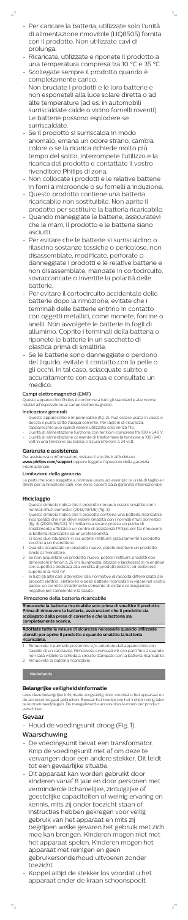- Per caricare la batteria, utilizzate solo l'unità di alimentazione rimovibile (HQ8505) fornita con il prodotto. Non utilizzate cavi di prolunga.
- Ricaricate, utilizzate e riponete il prodotto a una temperatura compresa tra 10 °C e 35 °C.
- Scollegate sempre il prodotto quando è completamente carico.
- Non bruciate i prodotti e le loro batterie e non esponeteli alla luce solare diretta o ad alte temperature (ad es. in automobili surriscaldate calde o vicino fornelli roventi). Le batterie possono esplodere se surriscaldate.
- Se il prodotto si surriscalda in modo anomalo, emana un odore strano, cambia colore o se la ricarica richiede molto più tempo del solito, interrompete l'utilizzo e la ricarica del prodotto e contattate il vostro rivenditore Philips di zona.
- Non collocate i prodotti e le relative batterie in forni a microonde o su fornelli a induzione.
- Questo prodotto contiene una batteria ricaricabile non sostituibile. Non aprite il prodotto per sostituire la batteria ricaricabile.
- Quando maneggiate le batterie, assicuratevi che le mani, il prodotto e le batterie siano asciutti.
- Per evitare che le batterie si surriscaldino o rilascino sostanze tossiche o pericolose, non disassemblate, modificate, perforate o danneggiate i prodotti e le relative batterie e non disassemblate, mandate in cortocircuito, sovraccaricate o invertite la polarità delle batterie.
- Per evitare il cortocircuito accidentale delle batterie dopo la rimozione, evitate che i terminali delle batterie entrino in contatto con oggetti metallici, come monete, forcine o anelli. Non avvolgete le batterie in fogli di alluminio. Coprite i terminali della batteria o riponete le batterie in un sacchetto di plastica prima di smaltirle.
- Se le batterie sono danneggiate o perdono del liquido, evitate il contatto con la pelle o gli occhi. In tal caso, sciacquate subito e accuratamente con acqua e consultate un medico.

### Campi elettromagnetici (EMF)

Questo apparecchio Philips è conforme a tutti gli standard e alle norme relativi all'esposizione ai campi elettromagnetici.

### Indicazioni generali

- Questo apparecchio è impermeabile (fig. 2). Può essere usato in vasca o doccia e pulito sotto l'acqua corrente. Per ragioni di sicurezza, l'apparecchio può quindi essere utilizzato solo senza filo.
- L'unità di alimentazione funziona con tensioni comprese fra 100 e 240 V.
- L'unità di alimentazione consente di trasformare la tensione a 100-240 volt in una tensione più bassa e sicura inferiore a 24 volt.

## Garanzia e assistenza

Per assistenza o informazioni, visitate il sito Web all'indirizzo **www.philips.com/support** oppure leggete l'opuscolo della garanzia internazionale.

### Limitazioni della garanzia

Le parti che sono soggette a normale usura, ad esempio le unità di taglio e i dischi per la rimozione calli, non sono coperti dalla garanzia internazionale.

## Riciclaggio

- Questo simbolo indica che il prodotto non può essere smaltito con i normali rifiuti domestici (2012/19/UE) (fig. 3).
- Questo simbolo indica che il prodotto contiene una batteria ricaricabile incorporata che non deve essere smaltita con i normali rifiuti domestici (fig. 4) (2006/66/CE). Vi invitiamo a recarvi presso un punto di smaltimento ufficiale o un centro di assistenza Philips per far rimuovere la batteria ricaricabile da un professionista.
- Ci sono due situazioni in cui potete restituire gratuitamente il prodotto vecchio a un rivenditore:

1. Quando acquistate un prodotto nuovo, potete restituire un prodotto simile al rivenditore.
2. Se non acquistate un prodotto nuovo, potete restituire prodotti con dimensioni inferiori a 25 cm (lunghezza, altezza e larghezza) ai rivenditori con superficie dedicata alla vendita di prodotti elettrici ed elettronici superiore al 400 m².

- In tutti gli altri casi, attenetevi alle normative di raccolta differenziata dei prodotti elettrici, elettronici e delle batterie ricaricabili in vigore nel vostro paese: un corretto smaltimento consente di evitare conseguenze negative per l'ambiente e la salute.

### Rimozione della batteria ricaricabile

**Rimuovete la batteria ricaricabile solo prima di smaltire il prodotto. Prima di rimuovere la batteria, assicuratevi che il prodotto sia scollegato dalla presa di corrente e che la batteria sia completamente scarica.**

**Adottate tutte le misure di sicurezza necessarie quando utilizzate utensili per aprire il prodotto e quando smaltite la batteria ricaricabile.**

1. Rimuovete il pannello posteriore e/o anteriore dall'apparecchio con l'ausilio di un cacciavite. Rimuovete eventuali viti e/o parti fino a quando non sarà visibile la scheda a circuito stampato con la batteria ricaricabile.
2. Rimuovete la batteria ricaricabile.

**Nederlands**

## Belangrijke veiligheidsinformatie

Lees deze belangrijke informatie zorgvuldig door voordat u het apparaat en de accessoires gaat gebruiken. Bewaar het boekje om het indien nodig later te kunnen raadplegen. De meegeleverde accessoires kunnen per product verschillen.

## Gevaar

- Houd de voedingsunit droog (Fig. 1).

## Waarschuwing

- De voedingsunit bevat een transformator. Knip de voedingsunit niet af om deze te vervangen door een andere stekker. Dit leidt tot een gevaarlijke situatie.
- Dit apparaat kan worden gebruikt door kinderen vanaf 8 jaar en door personen met verminderde lichamelijke, zintuiglijke of geestelijke capaciteiten of weinig ervaring en kennis, mits zij onder toezicht staan of instructies hebben gekregen voor veilig gebruik van het apparaat en mits zij begrijpen welke gevaren het gebruik met zich mee kan brengen. Kinderen mogen niet met het apparaat spelen. Kinderen mogen het apparaat niet reinigen en geen gebruikersonderhoud uitvoeren zonder toezicht.
- Koppel altijd de stekker los voordat u het apparaat onder de kraan schoonspoelt.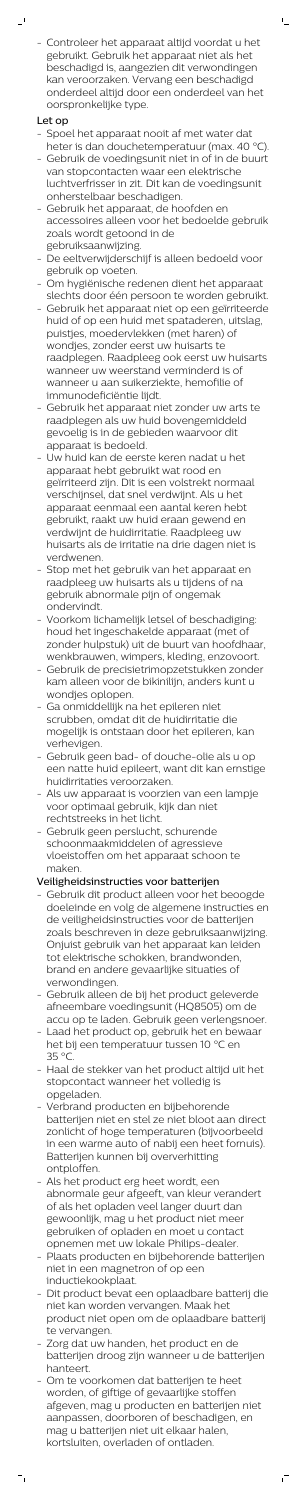- Controleer het apparaat altijd voordat u het gebruikt. Gebruik het apparaat niet als het beschadigd is, aangezien dit verwondingen kan veroorzaken. Vervang een beschadigd onderdeel altijd door een onderdeel van het oorspronkelijke type.

### Let op

- Spoel het apparaat nooit af met water dat heter is dan douchetemperatuur (max. 40 °C).
- Gebruik de voedingsunit niet in of in de buurt van stopcontacten waar een elektrische luchtverfrisser in zit. Dit kan de voedingsunit onherstelbaar beschadigen.
- Gebruik het apparaat, de hoofden en accessoires alleen voor het bedoelde gebruik zoals wordt getoond in de gebruiksaanwijzing.
- De eeltverwijderschijf is alleen bedoeld voor gebruik op voeten.
- Om hygiënische redenen dient het apparaat slechts door één persoon te worden gebruikt.
- Gebruik het apparaat niet op een geïrriteerde huid of op een huid met spataderen, uitslag, puistjes, moedervlekken (met haren) of wondjes, zonder eerst uw huisarts te raadplegen. Raadpleeg ook eerst uw huisarts wanneer uw weerstand verminderd is of wanneer u aan suikerziekte, hemofilie of immunodeficiëntie lijdt.
- Gebruik het apparaat niet zonder uw arts te raadplegen als uw huid bovengemiddeld gevoelig is in de gebieden waarvoor dit apparaat is bedoeld.
- Uw huid kan de eerste keren nadat u het apparaat hebt gebruikt wat rood en geïrriteerd zijn. Dit is een volstrekt normaal verschijnsel, dat snel verdwijnt. Als u het apparaat eenmaal een aantal keren hebt gebruikt, raakt uw huid eraan gewend en verdwijnt de huidirritatie. Raadpleeg uw huisarts als de irritatie na drie dagen niet is verdwenen.
- Stop met het gebruik van het apparaat en raadpleeg uw huisarts als u tijdens of na gebruik abnormale pijn of ongemak ondervindt.
- Voorkom lichamelijk letsel of beschadiging: houd het ingeschakelde apparaat (met of zonder hulpstuk) uit de buurt van hoofdhaar, wenkbrauwen, wimpers, kleding, enzovoort.
- Gebruik de precisietrimopzetstukken zonder kam alleen voor de bikinilijn, anders kunt u wondjes oplopen.
- Ga onmiddellijk na het epileren niet scrubben, omdat dit de huidirritatie die mogelijk is ontstaan door het epileren, kan verhevigen.
- Gebruik geen bad- of douche-olie als u op een natte huid epileert, want dit kan ernstige huidirritaties veroorzaken.
- Als uw apparaat is voorzien van een lampje voor optimaal gebruik, kijk dan niet rechtstreeks in het licht.
- Gebruik geen perslucht, schurende schoonmaakmiddelen of agressieve vloeistoffen om het apparaat schoon te maken.

### Veiligheidsinstructies voor batterijen

- Gebruik dit product alleen voor het beoogde doeleinde en volg de algemene instructies en de veiligheidsinstructies voor de batterijen zoals beschreven in deze gebruiksaanwijzing. Onjuist gebruik van het apparaat kan leiden tot elektrische schokken, brandwonden, brand en andere gevaarlijke situaties of verwondingen.
- Gebruik alleen de bij het product geleverde afneembare voedingsunit (HQ8505) om de accu op te laden. Gebruik geen verlengsnoer.
- Laad het product op, gebruik het en bewaar het bij een temperatuur tussen 10 °C en 35 °C.
- Haal de stekker van het product altijd uit het stopcontact wanneer het volledig is opgeladen.
- Verbrand producten en bijbehorende batterijen niet en stel ze niet bloot aan direct zonlicht of hoge temperaturen (bijvoorbeeld in een warme auto of nabij een heet fornuis). Batterijen kunnen bij oververhitting ontploffen.
- Als het product erg heet wordt, een abnormale geur afgeeft, van kleur verandert of als het opladen veel langer duurt dan gewoonlijk, mag u het product niet meer gebruiken of opladen en moet u contact opnemen met uw lokale Philips-dealer.
- Plaats producten en bijbehorende batterijen niet in een magnetron of op een inductiekookplaat.
- Dit product bevat een oplaadbare batterij die niet kan worden vervangen. Maak het product niet open om de oplaadbare batterij te vervangen.
- Zorg dat uw handen, het product en de batterijen droog zijn wanneer u de batterijen hanteert.
- Om te voorkomen dat batterijen te heet worden, of giftige of gevaarlijke stoffen afgeven, mag u producten en batterijen niet aanpassen, doorboren of beschadigen, en mag u batterijen niet uit elkaar halen, kortsluiten, overladen of ontladen.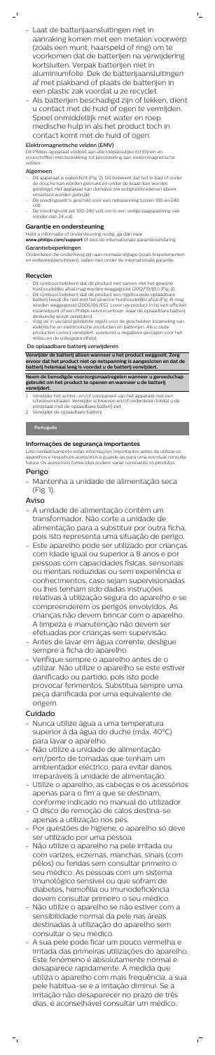- Laat de batterijaansluitingen niet in aanraking komen met een metalen voorwerp (zoals een munt, haarspeld of ring) om te voorkomen dat de batterijen na verwijdering kortsluiten. Verpak batterijen niet in aluminiumfolie. Dek de batterijaansluitingen af met plakband of plaats de batterijen in een plastic zak voordat u ze recyclet.
- Als batterijen beschadigd zijn of lekken, dient u contact met de huid of ogen te vermijden. Spoel onmiddellijk met water en roep medische hulp in als het product toch in contact komt met de huid of ogen.

#### Elektromagnetische velden (EMV)

Dit Philips-apparaat voldoet aan alle toepasselijke richtlijnen en voorschriften met betrekking tot blootstelling aan elektromagnetische velden.

#### Algemeen

- Dit apparaat is waterdicht (Fig. 2). Dit betekent dat het in bad of onder de douche kan worden gebruikt en onder de kraan kan worden gereinigd. Het apparaat kan derhalve om veiligheidsredenen alleen snoerloos worden gebruikt.
- De voedingsunit is geschikt voor een netspanning tussen 100 en 240 volt.
- De voedingsunit zet 100-240 volt om in een veilige laagspanning van minder dan 24 volt.

### Garantie en ondersteuning

Hebt u informatie of ondersteuning nodig, ga dan naar **www.philips.com/support** of lees de internationale garantieverklaring.

#### Garantiebeperkingen

Onderdelen die onderhevig zijn aan normale slijtage (zoals knipelementen en exfoliervolumen(?)) vallen niet onder de internationale garantie.

### Recyclen

- Dit symbool betekent dat dit product niet samen met het gewone huishoudelijke afval mag worden weggegooid (2012/19/EU) (Fig. 3).
- Dit symbool betekent dat dit product een ingebouwde oplaadbare batterij bevat die niet met het gewone huishoudelijke afval (Fig. 4) mag worden weggegooid (2006/66/EG). Lever uw product in bij een officieel inzamelpunt of een Philips servicecentrum, waar de oplaadbare batterij deskundig wordt verwijderd.
- Volg de in uw land geldende regels voor de gescheiden inzameling van elektrische en elektronische producten en batterijen. Als u oude producten correct verwijdert, voorkomt u negatieve gevolgen voor het milieu en de volksgezondheid.

#### De oplaadbare batterij verwijderen

**Verwijder de batterij alleen wanneer u het product weggooit. Zorg ervoor dat het product niet op netspanning is aangesloten en dat de batterij helemaal leeg is voordat u de batterij verwijdert.**

**Neem de benodigde voorzorgsmaatregelen wanneer u gereedschap gebruikt om het product te openen en wanneer u de batterij verwijdert.**

1. Verwijder het achter- en/of voorpaneel van het apparaat met een schroevendraaier. Verwijder schroeven en/of onderdelen totdat u de printplaat met de oplaadbare batterij ziet.
2. Verwijder de oplaadbare batterij.

## Português

### Informações de segurança importantes

Leia cuidadosamente estas informações importantes antes de utilizar os aparelhos e respetivos acessórios e guarde-as para uma eventual consulta futura. Os acessórios fornecidos podem variar consoante os produtos.

### Perigo

- Mantenha a unidade de alimentação seca (Fig. 1).

### Aviso

- A unidade de alimentação contém um transformador. Não corte a unidade de alimentação para a substituir por outra ficha, pois isto representa uma situação de perigo.
- Este aparelho pode ser utilizado por crianças com idade igual ou superior a 8 anos e por pessoas com capacidades físicas, sensoriais ou mentais reduzidas ou sem experiência e conhecimentos, caso sejam supervisionadas ou lhes tenham sido dadas instruções relativas à utilização segura do aparelho e se compreenderem os perigos envolvidos. As crianças não devem brincar com o aparelho. A limpeza e manutenção não devem ser efetuadas por crianças sem supervisão.
- Antes de lavar em água corrente, desligue sempre a ficha do aparelho.
- Verifique sempre o aparelho antes de o utilizar. Não utilize o aparelho se este estiver danificado ou partido, pois isto pode provocar ferimentos. Substitua sempre uma peça danificada por um equivalente de origem.

### Cuidado

- Nunca utilize água a uma temperatura superior à da água do duche (máx. 40°C) para lavar o aparelho.
- Não utilize a unidade de alimentação em/perto de tomadas que tenham um ambientador eléctrico, para evitar danos irreparáveis à unidade de alimentação.
- Utilize o aparelho, as cabeças e os acessórios apenas para o fim a que se destinam, conforme indicado no manual do utilizador.
- O disco de remoção de calos destina-se apenas à utilização nos pés.
- Por questões de higiene, o aparelho só deve ser utilizado por uma pessoa.
- Não utilize o aparelho na pele irritada ou com varizes, eczemas, manchas, sinais (com pêlos) ou feridas sem consultar primeiro o seu médico. As pessoas com um sistema imunológico sensível ou que sofram de diabetes, hemofilia ou imunodeficiência devem consultar primeiro o seu médico.
- Não utilize o aparelho se não estiver com a sensibilidade normal da pele nas áreas destinadas à utilização do aparelho sem consultar o seu médico.
- A sua pele pode ficar um pouco vermelha e irritada das primeiras utilizações do aparelho. Este fenómeno é absolutamente normal e desaparece rapidamente. À medida que utiliza o aparelho com mais frequência, a sua pele habitua-se e a irritação diminui. Se a irritação não desaparecer no prazo de três dias, é aconselhável consultar um médico.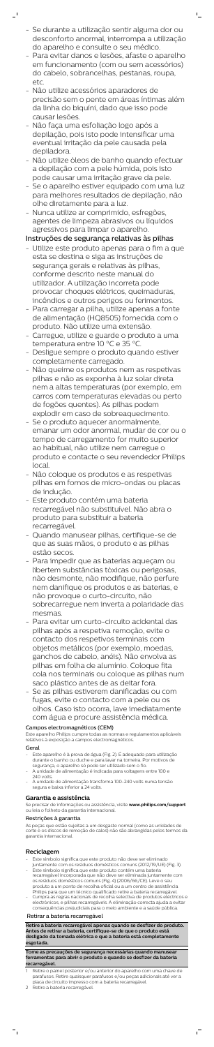- Se durante a utilização sentir alguma dor ou desconforto anormal, interrompa a utilização do aparelho e consulte o seu médico.
- Para evitar danos e lesões, afaste o aparelho em funcionamento (com ou sem acessórios) do cabelo, sobrancelhas, pestanas, roupa, etc.
- Não utilize acessórios aparadores de precisão sem o pente em áreas íntimas além da linha do biquíni, dado que isso pode causar lesões.
- Não faça uma esfoliação logo após a depilação, pois isto pode intensificar uma eventual irritação da pele causada pela depiladora.
- Não utilize óleos de banho quando efectuar a depilação com a pele húmida, pois isto pode causar uma irritação grave da pele.
- Se o aparelho estiver equipado com uma luz para melhores resultados de depilação, não olhe diretamente para a luz.
- Nunca utilize ar comprimido, esfregões, agentes de limpeza abrasivos ou líquidos agressivos para limpar o aparelho.

## Instruções de segurança relativas às pilhas

- Utilize este produto apenas para o fim a que esta se destina e siga as instruções de segurança gerais e relativas às pilhas, conforme descrito neste manual do utilizador. A utilização incorreta pode provocar choques elétricos, queimaduras, incêndios e outros perigos ou ferimentos.
- Para carregar a pilha, utilize apenas a fonte de alimentação (HQ8505) fornecida com o produto. Não utilize uma extensão.
- Carregue, utilize e guarde o produto a uma temperatura entre 10 °C e 35 °C.
- Desligue sempre o produto quando estiver completamente carregado.
- Não queime os produtos nem as respetivas pilhas e não os exponha à luz solar direta nem a altas temperaturas (por exemplo, em carros com temperaturas elevadas ou perto de fogões quentes). As pilhas podem explodir em caso de sobreaquecimento.
- Se o produto aquecer anormalmente, emanar um odor anormal, mudar de cor ou o tempo de carregamento for muito superior ao habitual, não utilize nem carregue o produto e contacte o seu revendedor Philips local.
- Não coloque os produtos e as respetivas pilhas em fornos de micro-ondas ou placas de indução.
- Este produto contém uma bateria recarregável não substituível. Não abra o produto para substituir a bateria recarregável.
- Quando manusear pilhas, certifique-se de que as suas mãos, o produto e as pilhas estão secos.
- Para impedir que as baterias aqueçam ou libertem substâncias tóxicas ou perigosas, não desmonte, não modifique, não perfure nem danifique os produtos e as baterias, e não provoque o curto-circuito, não sobrecarregue nem inverta a polaridade das mesmas.
- Para evitar um curto-circuito acidental das pilhas após a respetiva remoção, evite o contacto dos respetivos terminais com objetos metálicos (por exemplo, moedas, ganchos de cabelo, anéis). Não envolva as pilhas em folha de alumínio. Coloque fita cola nos terminais ou coloque as pilhas num saco plástico antes de as deitar fora.
- Se as pilhas estiverem danificadas ou com fugas, evite o contacto com a pele ou os olhos. Caso isto ocorra, lave imediatamente com água e procure assistência médica.

### Campos electromagnéticos (CEM)

Este aparelho Philips cumpre todas as normas e regulamentos aplicáveis relativos à exposição a campos electromagnéticos.

### Geral

- Este aparelho é à prova de água (Fig. 2). É adequado para utilização durante o banho ou duche e para lavar na torneira. Por motivos de segurança, o aparelho só pode ser utilizado sem o fio.
- A unidade de alimentação é indicada para voltagens entre 100 e 240 volts.
- A unidade de alimentação transforma 100-240 volts numa tensão segura e baixa inferior a 24 volts.

## Garantia e assistência

Se precisar de informações ou assistência, visite **www.philips.com/support** ou leia o folheto da garantia internacional.

### Restrições à garantia

As peças que estão sujeitas a um desgaste normal (como as unidades de corte e os discos de remoção de calos) não são abrangidas pelos termos da garantia internacional.

## Reciclagem

- Este símbolo significa que este produto não deve ser eliminado juntamente com os resíduos domésticos comuns (2012/19/UE) (Fig. 3).
- Este símbolo significa que este produto contém uma bateria recarregável incorporada que não deve ser eliminada juntamente com os resíduos domésticos comuns (Fig. 4) (2006/66/CE). Leve o seu produto a um ponto de recolha oficial ou a um centro de assistência Philips para que um técnico qualificado retire a bateria recarregável.
- Cumpra as regras nacionais de recolha selectiva de produtos eléctricos e electrónicos, e pilhas recarregáveis. A eliminação correcta ajuda a evitar consequências prejudiciais para o meio ambiente e a saúde pública.

### Retirar a bateria recarregável

**Retire a bateria recarregável apenas quando se desfizer do produto. Antes de retirar a bateria, certifique-se de que o produto está desligado da tomada eléctrica e que a bateria está completamente esgotada.**

**Tome as precauções de segurança necessárias quando manusear ferramentas para abrir o produto e quando se desfizer da bateria recarregável.**

1. Retire o painel posterior e/ou anterior do aparelho com uma chave de parafusos. Retire quaisquer parafusos e/ou peças adicionais até ver a placa de circuito impresso com a bateria recarregável.
2. Retire a bateria recarregável.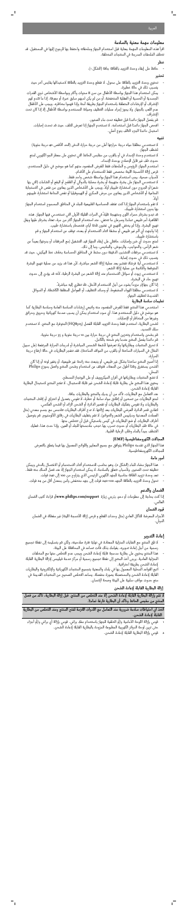العربية

## معلومات مهمة متعلقة بالسلامة

اقرأ هذه المعلومات المهمة بعناية قبل استخدام الجهاز وملحقاته واحتفظ بها للرجوع إليها في المستقبل. قد تختلف الملحقات المتوفرة في المنتجات المختلفة.

### خطر

- حافظ على إبقاء وحدة التزويد بالطاقة جافة (الشكل ١).

### تحذير

- تحتوي وحدة التزويد بالطاقة على محول. لا تقطع وحدة التزويد بالطاقة لاستبدالها بقابس آخر حيث يتسبب ذلك في حالة خطيرة.
- يمكن استخدام هذا الجهاز بواسطة الأطفال من سن ٨ سنوات وأكثر وبواسطة الأشخاص ذوي القدرات الجسدية أو الحسية أو العقلية المنخفضة، أو من لم يكن لديهم سابق خبرة أو معرفة، إذا ما قدم لهم الإشراف أو الإرشادات المتعلقة باستخدام الجهاز بطريقة آمنة وإذا فهموا مخاطره. ويجب على الأطفال عدم اللعب بالجهاز. ولا يجوز إجراء عمليات التنظيف وصيانة المستخدم بواسطة الأطفال إلا إن تمت الإشراف.
- قم بفصل الجهاز دائماً قبل تنظيفه تحت ماء الصنبور.
- افحص الجهاز دائماً قبل استخدامه. لا تستخدم الجهاز إذا تعرض للتلف، حيث قد تحدث إصابات. استبدل دائماً الجزء التالف بنوع أصلي.

### تنبيه

- لا تستخدم من مطلقاً مياه درجة حرارتها أعلى من درجة حرارة الدش (الحد الأقصى ٨٠ درجة مئوية) لشطف الجهاز.
- لا تستخدم وحدة الإمداد في أو بالقرب من مقابس الحائط التي تحتوي على معطر الجو الإلكتروني لمنع حدوث تلف غير قابل للإصلاح لوحدة الإمداد.
- استخدم الجهاز الرئيسي والملحقات فقط للغرض المقصود منهم كما هو موضح في دليل المستخدم.
- قم باستخدام اللوحة الأمان لأسباب تتعلق بالنظافة الصحية، بواسطة شخص واحد فقط.
- لا تستخدم أبداً هواء مضغوطاً أو أدوات ليفية أو مواد تنظيف مكاشطة أو سوائل قوية مثل النفط أو الأسيتون لتنظيف الجهاز.
- لا تستخدم أي لقل المزلق إلى ساقيه القتلى في ملاك أشخاص الذين يعانون من نقص في المنتج.
- لا تستخدم جهاز ابر الفرو... مصرحية.

- لا تقم باستخدام الجهاز إذا كنت تعتقد الحساسية الطبيعية الجلد أو المناطق المصنوع استخدام الجهاز بها بدون استشارة طبيبك.
- قد تبدو بشرتك حمراء اللون ومتهيجة قليلاً في المرات القليلة الأولى التي تستخدم فيها الجهاز. هذه الظاهرة أمر طبيعي تماماً وسرعان ما تختفي. عند استخدام الجهاز أكثر من مرة، تعتاد بشرتك عليه ويقل تهيج البشرة. وإذا لم يختفِ التهيج في غضون ثلاثة أيام، فننصحك باستشارة طبيب.
- إذا وجهت أي أثر غير طبيعي أو ملتهبة أثناء الاستخدام أو بعده، توقف عن استخدام الجهاز و قم باستشارة طبيب.
- امتنع حدوث أي ضرر وإصابات، حافظ على إبقاء الجهاز قيد التشغيل (مع المرفقات أو بدونها) بعيداً عن شعر الرأس، والحواجب، والرموش، والملابس، وما إلى ذلك.
- لا تستخدم مرطبات التقشير الطبيعي ذلك المقادير المزلحي المناطق بعد الملاحظات جيد لحن والبيكيني، حيث قد يتسبب ذلك في حدوث إصابة.
- لا تستخدم أيّة الزيت المعادي بعد إزالة الشعر مباشرة.
- لا تستخدم أي زيوت أو سوائل المستحضرات الحصي.
- كذلك لا تستخدمه على الجلد الجاف أو المتحسس.

### تعليمات سلامة البطارية

- استخدم هذا المنتج فقط للغرض المقصود منه واتبع إرشادات السلامة العامة وسلامة البطارية كما هو موضح في دليل المستخدم هذا. أي سوء استخدام يمكن أن يسبب صدمة كهربائية وحروق وحرائق وغيرها من المخاطر أو الإصابات.
- لشحن مكونات البطارية، استخدم فقط وحدة التزويد بالطاقة القابلة للفصل (HQ8505) المتوفرة مع المنتج. لا تستخدم سلك التمديد.
- قم بشحن واستخدام وتخزين المنتج في درجة حرارة بين ١٠ درجة مئوية و ٣٥ درجة مئوية.
- لا تعرض المنتجات ومطارياتها ولا تعرضها لأشعة الشمس المباشرة أو لدرجات الحرارة المرتفعة (على سبيل المثال في السيارات الساخنة أو بالقرب من المواقد الساخنة). فقد تنفجر البطاريات في حالة ارتفاع درجة الحرارة.
- إذا أصبح المنتج ساخناً بشكل غير طبيعي، أو ينبعث منه رائحة غير طبيعية، أو يتغير لونه أو إذا كان الشحن يستغرق وقتاً أطول من المعتاد، فتوقف عن استخدام وشحن المنتج واتصل بممثل Philips المحلي.
- لا تضع المنتجات ومطارياتها في أفران الميكروويف أو على الموقد المسطح.
- يحتوي هذا المنتج على بطارية قابلة لإعادة الشحن غير قابلة للاستبدال. لا تفتح المنتج لاستبدال البطارية القابلة لإعادة الشحن.
- عند التعامل مع البطاريات، تأكد من أن يديك والمنتج والبطاريات جافة.
- لتجنب تعرض البطاريات إلى ارتفاع في الحرارة أو إطلاق مواد سامة أو خطرة، لا تقم بتعديل أو اختراق أو إتلاف المنتجات والبطاريات ولا تقم بفك البطاريات أو قصرها أو تعريضها للحرارة أو النار.
- لتجنب الحريق الدائري العرضي للبطاريات بعد إزالتها، لا تدع أطراف البطاريات تتلامس مع جسم معدني (مثل العملات المعدنية ودبابيس الشعر والحواجز)، لا تلف أطراف البطاريات في رقائق الألومنيوم. قم بتوصيل أطراف البطاريات أو ضع البطاريات في كيس بلاستيكي قبل أن تتخلص منها.
- في حالة تلف البطاريات أو حدوث تسرب بها، تجنب ملامستها الجلد أو العين. وإذا حدث هذا، فقم بالشطف جيداً بالماء وطلب الرعاية الطبية.

### المجالات الكهرومغناطيسية (EMF)

هذا الجهاز التي تصنعه Philips يتوافق مع جميع المعايير واللوائح المعمول بها فيما يتعلق بالتعرض للمجالات الكهرومغناطيسية.

### أمور عامة

- هذا الجهاز مضاد للماء (الشكل ٥). وهو مناسب للاستخدام أثناء الاستحمام أو الاغتسال بالدش ويمكن تنظيفه تحت الصنبور. ولأسباب تتعلق بالسلامة، لا يمكن استخدام الجهاز إلا بعد فصل السلك عنه فقط.
- تعد وحدة تزويد الطاقة مناسبة للجهد الكهربي الرئيسي الذي يتراوح من ١٠٠ إلى ٢٤٠ فولت.
- تحول وحدة التزويد بالطاقة الجهد ١٠٠-٢٤٠ فولت إلى جهد منخفض وآمن يتمثل أقل من ٢٤ فولت.

### الضمان والدعم

إذا كنت بحاجة إلى معلومات أو دعم، يترجى زيارة www.philips.com/support أو قراءة كتيب الضمان الدولي.

### قيود الضمان

الأجزاء المعرضة للتآكل العادي (مثل وحدات القطع و قرص إزالة الأنسجة الميتة) غير مغطاة في الضمان الدولي.

## إعادة التدوير

- لا تلق المنتج مع النفايات المنزلية المعتادة في نهاية فترة صلاحيته، ولكن قم بتسليمه إلى نقطة تجميع رسمية من أجل إعادة تدويره. بقيامك بذلك فأنت تساعد في الحفاظ على البيئة.
- هذا المنتج يحتوي على بطارية مضمنة قابلة لإعادة الشحن ويجب عدم التخلص منها مع المخلفات المنزلية العادية. يرجى أخذ المنتج إلى نقطة تجميع رسمية أو مركز خدمة فيليبس لإزالة البطارية القابلة لإعادة الشحن بطريقة احترافية.
- اتبع القواعد المحلية المعمول بها في بلدك بالنسبة بتجميع المنتجات الكهربائية والإلكترونية والبطاريات القابلة لإعادة الشحن والمستعملة بصورة منفصلة. يساعد التخلص الصحيح من المنتجات القديمة في منع حدوث عواقب سلبية على البيئة وصحة الإنسان.

### إزالة البطارية القابلة لإعادة الشحن

**لا تقم بإزالة البطارية القابلة لإعادة الشحن إلا عند التخلص من المنتج. قبل إزالة البطارية، تأكد من فصل المنتج من مقبس الحائط وأنه قد تم إفراغ البطارية تماماً من الشحن.**

**اتخذ أي احتياطات سلامة ضرورية عند التعامل مع الأدوات اللازمة لفتح المنتج وعند التخلص من البطارية القابلة لإعادة الشحن.**

1. قم بإزالة اللوحة الأساسية وإزالة الحلقة الوسطى للجهاز باستخدام مفك براغي. قم بإزالة أي براغي وأجزاء حتى ترى لوحة الدوائر الكهربية المطبوعة المزودة بالبطارية القابلة لإعادة الشحن.
2. قم بإزالة البطارية القابلة لإعادة الشحن.